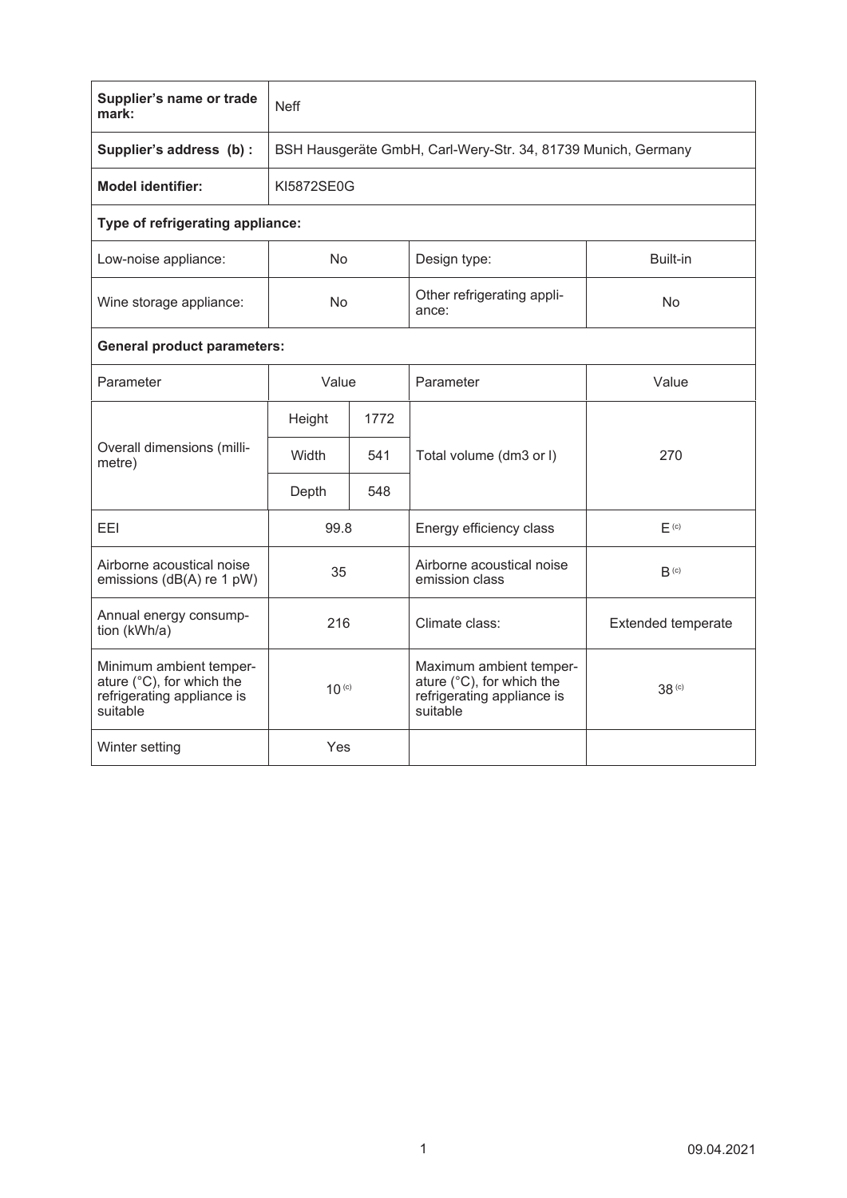| Supplier's name or trade mark: | Neff | | | |
|---|---|---|---|---|
| **Supplier's address (b) :** | BSH Hausgeräte GmbH, Carl-Wery-Str. 34, 81739 Munich, Germany | | | |
| **Model identifier:** | KI5872SE0G | | | |
| **Type of refrigerating appliance:** | | | | |
| Low-noise appliance: | No | | Design type: | Built-in |
| Wine storage appliance: | No | | Other refrigerating appliance: | No |
| **General product parameters:** | | | | |
| Parameter | Value | | Parameter | Value |
| Overall dimensions (millimetre) | Height | 1772 | Total volume (dm3 or l) | 270 |
| | Width | 541 | | |
| | Depth | 548 | | |
| EEI | 99.8 | | Energy efficiency class | E [(c)] |
| Airborne acoustical noise emissions (dB(A) re 1 pW) | 35 | | Airborne acoustical noise emission class | B [(c)] |
| Annual energy consumption (kWh/a) | 216 | | Climate class: | Extended temperate |
| Minimum ambient temperature (°C), for which the refrigerating appliance is suitable | 10 [(c)] | | Maximum ambient temperature (°C), for which the refrigerating appliance is suitable | 38 [(c)] |
| Winter setting | Yes | | | |

09.04.2021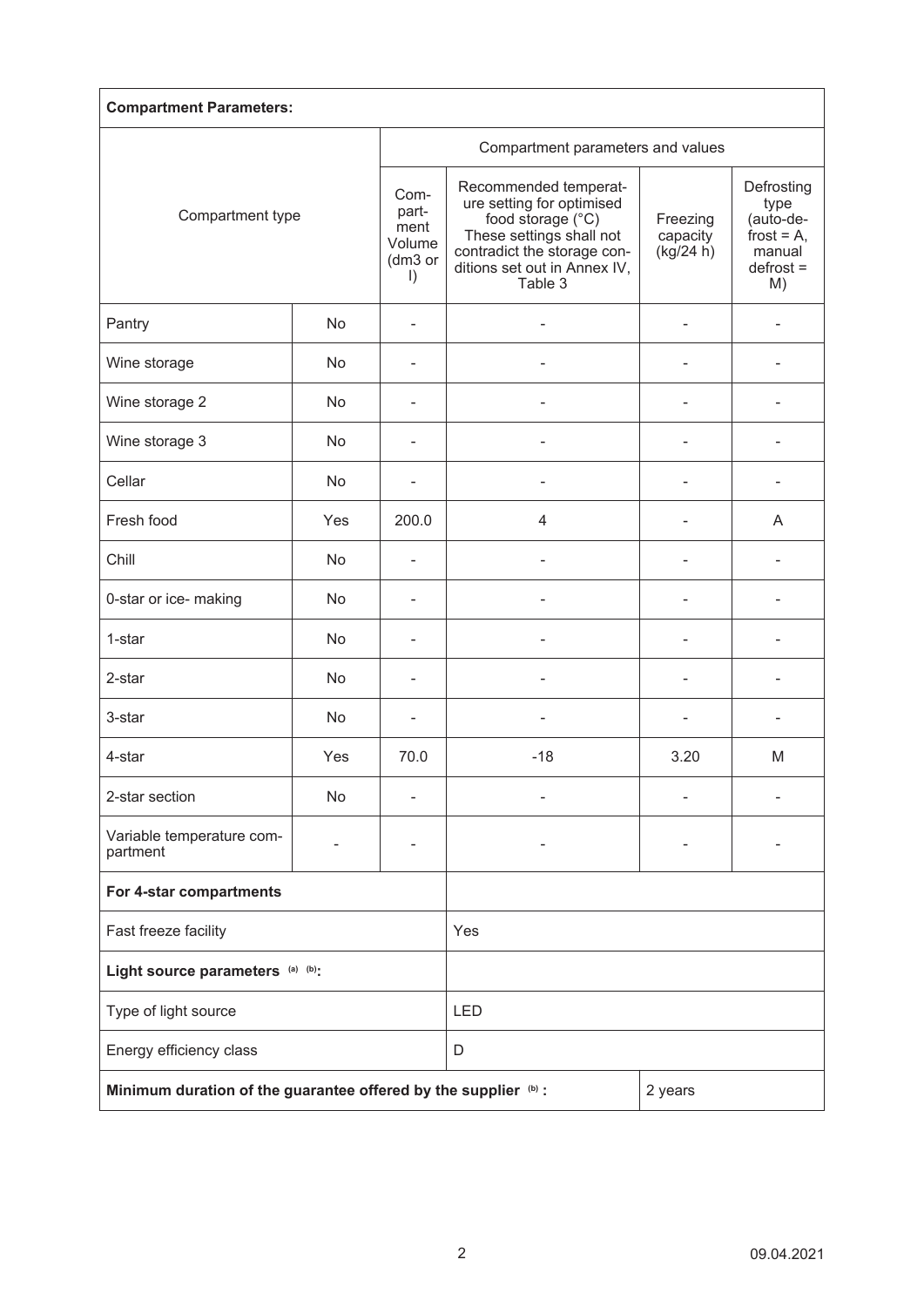| **Compartment Parameters:** | | | | | |
|---|---|---|---|---|---|
| Compartment type | | Compartment parameters and values | | | |
| | | Compartment Volume (dm3 or l) | Recommended temperature setting for optimised food storage (°C) These settings shall not contradict the storage conditions set out in Annex IV, Table 3 | Freezing capacity (kg/24 h) | Defrosting type (auto-defrost = A, manual defrost = M) |
| Pantry | No | - | - | - | - |
| Wine storage | No | - | - | - | - |
| Wine storage 2 | No | - | - | - | - |
| Wine storage 3 | No | - | - | - | - |
| Cellar | No | - | - | - | - |
| Fresh food | Yes | 200.0 | 4 | - | A |
| Chill | No | - | - | - | - |
| 0-star or ice- making | No | - | - | - | - |
| 1-star | No | - | - | - | - |
| 2-star | No | - | - | - | - |
| 3-star | No | - | - | - | - |
| 4-star | Yes | 70.0 | -18 | 3.20 | M |
| 2-star section | No | - | - | - | - |
| Variable temperature compartment | - | - | - | - | - |
| **For 4-star compartments** | | | | | |
| Fast freeze facility | | | Yes | | |
| **Light source parameters** [(a)] [(b)]**:** | | | | | |
| Type of light source | | | LED | | |
| Energy efficiency class | | | D | | |
| **Minimum duration of the guarantee offered by the supplier** [(b)] **:** | | | | 2 years | |

09.04.2021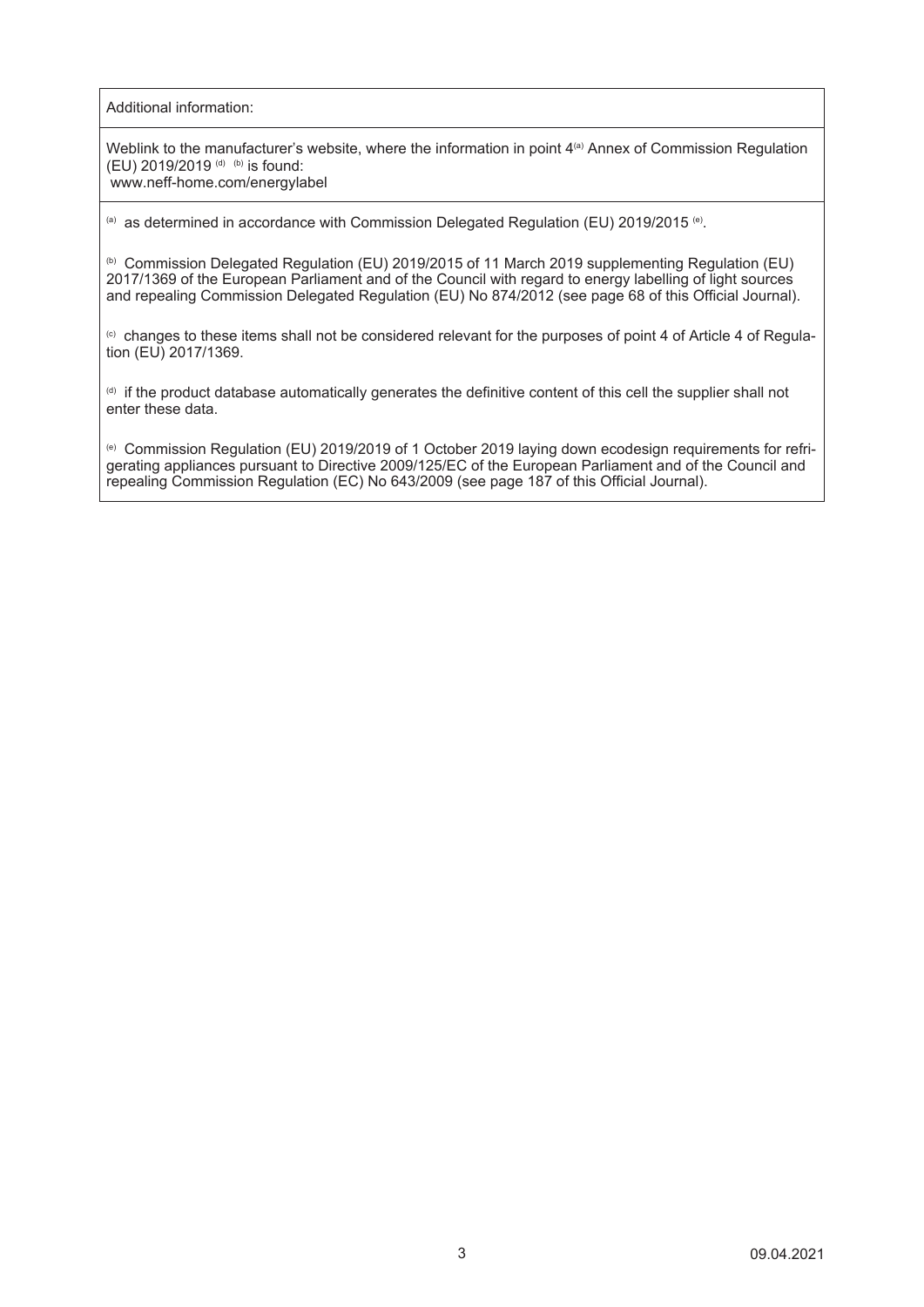| Additional information: |
| --- |
| Weblink to the manufacturer's website, where the information in point 4[a] Annex of Commission Regulation (EU) 2019/2019 [d] [b] is found:<br>www.neff-home.com/energylabel |

[a] as determined in accordance with Commission Delegated Regulation (EU) 2019/2015 [e].

[b] Commission Delegated Regulation (EU) 2019/2015 of 11 March 2019 supplementing Regulation (EU) 2017/1369 of the European Parliament and of the Council with regard to energy labelling of light sources and repealing Commission Delegated Regulation (EU) No 874/2012 (see page 68 of this Official Journal).

[c] changes to these items shall not be considered relevant for the purposes of point 4 of Article 4 of Regulation (EU) 2017/1369.

[d] if the product database automatically generates the definitive content of this cell the supplier shall not enter these data.

[e] Commission Regulation (EU) 2019/2019 of 1 October 2019 laying down ecodesign requirements for refrigerating appliances pursuant to Directive 2009/125/EC of the European Parliament and of the Council and repealing Commission Regulation (EC) No 643/2009 (see page 187 of this Official Journal).

09.04.2021